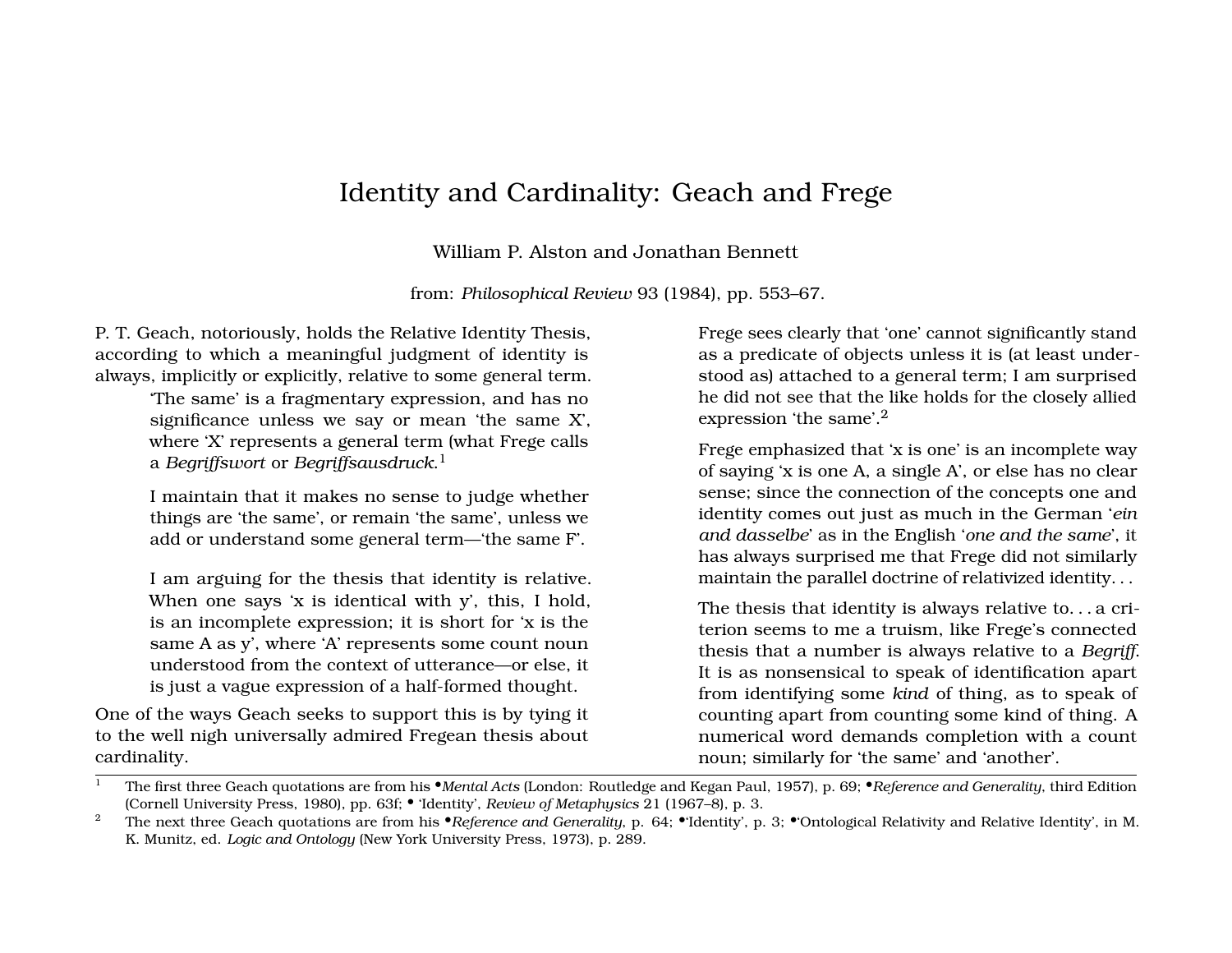# Identity and Cardinality: Geach and Frege

William P. Alston and Jonathan Bennett

from: *Philosophical Review* 93 (1984), pp. 553–67.

P. T. Geach, notoriously, holds the Relative Identity Thesis, according to which a meaningful judgment of identity is always, implicitly or explicitly, relative to some general term.

> 'The same' is a fragmentary expression, and has no significance unless we say or mean 'the same X', where 'X' represents a general term (what Frege calls a *Begriffswort* or *Begriffsausdruck*.[1]
>
> I maintain that it makes no sense to judge whether things are 'the same', or remain 'the same', unless we add or understand some general term—'the same F'.
>
> I am arguing for the thesis that identity is relative. When one says 'x is identical with y', this, I hold, is an incomplete expression; it is short for 'x is the same A as y', where 'A' represents some count noun understood from the context of utterance—or else, it is just a vague expression of a half-formed thought.

One of the ways Geach seeks to support this is by tying it to the well nigh universally admired Fregean thesis about cardinality.

> Frege sees clearly that 'one' cannot significantly stand as a predicate of objects unless it is (at least understood as) attached to a general term; I am surprised he did not see that the like holds for the closely allied expression 'the same'.[2]
>
> Frege emphasized that 'x is one' is an incomplete way of saying 'x is one A, a single A', or else has no clear sense; since the connection of the concepts one and identity comes out just as much in the German '*ein and dasselbe*' as in the English '*one and the same*', it has always surprised me that Frege did not similarly maintain the parallel doctrine of relativized identity. . .
>
> The thesis that identity is always relative to. . . a criterion seems to me a truism, like Frege's connected thesis that a number is always relative to a *Begriff*. It is as nonsensical to speak of identification apart from identifying some *kind* of thing, as to speak of counting apart from counting some kind of thing. A numerical word demands completion with a count noun; similarly for 'the same' and 'another'.

---

[1] The first three Geach quotations are from his •*Mental Acts* (London: Routledge and Kegan Paul, 1957), p. 69; •*Reference and Generality*, third Edition (Cornell University Press, 1980), pp. 63f; • 'Identity', *Review of Metaphysics* 21 (1967–8), p. 3.

[2] The next three Geach quotations are from his •*Reference and Generality*, p. 64; •'Identity', p. 3; •'Ontological Relativity and Relative Identity', in M. K. Munitz, ed. *Logic and Ontology* (New York University Press, 1973), p. 289.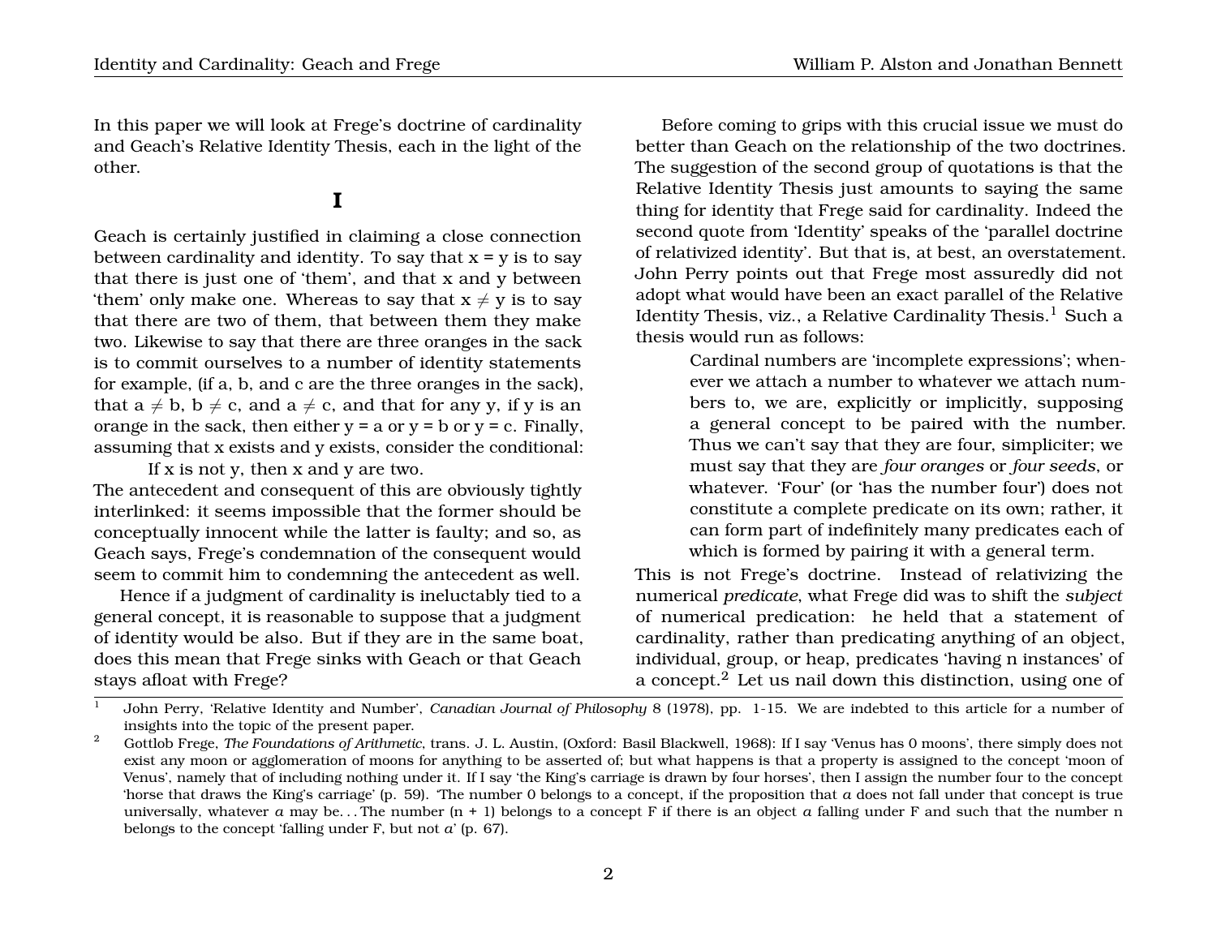In this paper we will look at Frege's doctrine of cardinality and Geach's Relative Identity Thesis, each in the light of the other.

# I

Geach is certainly justified in claiming a close connection between cardinality and identity. To say that x = y is to say that there is just one of 'them', and that x and y between 'them' only make one. Whereas to say that $x \neq y$ is to say that there are two of them, that between them they make two. Likewise to say that there are three oranges in the sack is to commit ourselves to a number of identity statements for example, (if a, b, and c are the three oranges in the sack), that $a \neq b$, $b \neq c$, and $a \neq c$, and that for any y, if y is an orange in the sack, then either y = a or y = b or y = c. Finally, assuming that x exists and y exists, consider the conditional:

> If x is not y, then x and y are two.

The antecedent and consequent of this are obviously tightly interlinked: it seems impossible that the former should be conceptually innocent while the latter is faulty; and so, as Geach says, Frege's condemnation of the consequent would seem to commit him to condemning the antecedent as well.

Hence if a judgment of cardinality is ineluctably tied to a general concept, it is reasonable to suppose that a judgment of identity would be also. But if they are in the same boat, does this mean that Frege sinks with Geach or that Geach stays afloat with Frege?

Before coming to grips with this crucial issue we must do better than Geach on the relationship of the two doctrines. The suggestion of the second group of quotations is that the Relative Identity Thesis just amounts to saying the same thing for identity that Frege said for cardinality. Indeed the second quote from 'Identity' speaks of the 'parallel doctrine of relativized identity'. But that is, at best, an overstatement. John Perry points out that Frege most assuredly did not adopt what would have been an exact parallel of the Relative Identity Thesis, viz., a Relative Cardinality Thesis.[1] Such a thesis would run as follows:

> Cardinal numbers are 'incomplete expressions'; whenever we attach a number to whatever we attach numbers to, we are, explicitly or implicitly, supposing a general concept to be paired with the number. Thus we can't say that they are four, simpliciter; we must say that they are *four oranges* or *four seeds*, or whatever. 'Four' (or 'has the number four') does not constitute a complete predicate on its own; rather, it can form part of indefinitely many predicates each of which is formed by pairing it with a general term.

This is not Frege's doctrine. Instead of relativizing the numerical *predicate*, what Frege did was to shift the *subject* of numerical predication: he held that a statement of cardinality, rather than predicating anything of an object, individual, group, or heap, predicates 'having n instances' of a concept.[2] Let us nail down this distinction, using one of

---

[1] John Perry, 'Relative Identity and Number', *Canadian Journal of Philosophy* 8 (1978), pp. 1-15. We are indebted to this article for a number of insights into the topic of the present paper.

[2] Gottlob Frege, *The Foundations of Arithmetic*, trans. J. L. Austin, (Oxford: Basil Blackwell, 1968): If I say 'Venus has 0 moons', there simply does not exist any moon or agglomeration of moons for anything to be asserted of; but what happens is that a property is assigned to the concept 'moon of Venus', namely that of including nothing under it. If I say 'the King's carriage is drawn by four horses', then I assign the number four to the concept 'horse that draws the King's carriage' (p. 59). 'The number 0 belongs to a concept, if the proposition that *a* does not fall under that concept is true universally, whatever *a* may be. . . The number (n + 1) belongs to a concept F if there is an object *a* falling under F and such that the number n belongs to the concept 'falling under F, but not *a*' (p. 67).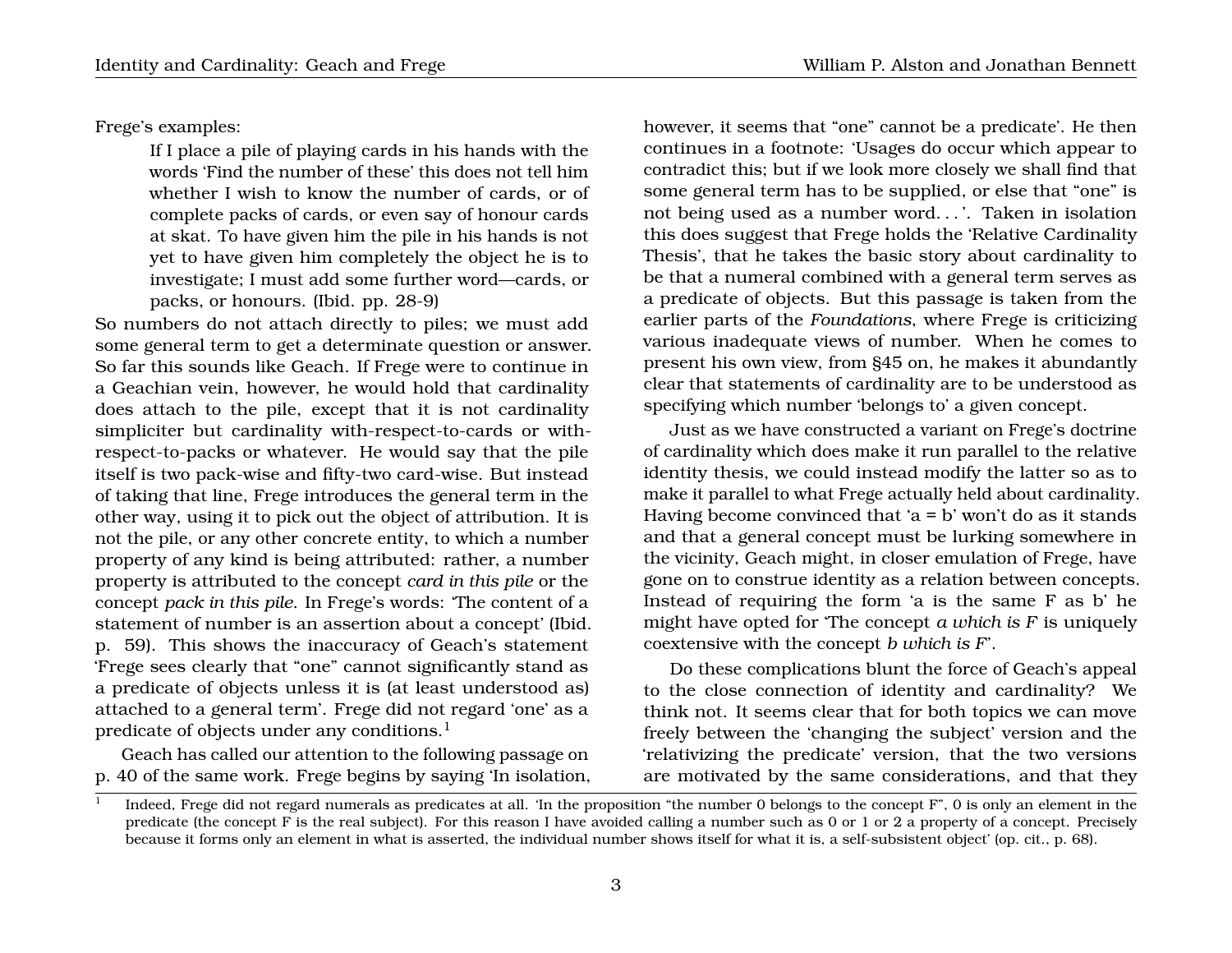Frege's examples:

> If I place a pile of playing cards in his hands with the words 'Find the number of these' this does not tell him whether I wish to know the number of cards, or of complete packs of cards, or even say of honour cards at skat. To have given him the pile in his hands is not yet to have given him completely the object he is to investigate; I must add some further word—cards, or packs, or honours. (Ibid. pp. 28-9)

So numbers do not attach directly to piles; we must add some general term to get a determinate question or answer. So far this sounds like Geach. If Frege were to continue in a Geachian vein, however, he would hold that cardinality does attach to the pile, except that it is not cardinality simpliciter but cardinality with-respect-to-cards or with-respect-to-packs or whatever. He would say that the pile itself is two pack-wise and fifty-two card-wise. But instead of taking that line, Frege introduces the general term in the other way, using it to pick out the object of attribution. It is not the pile, or any other concrete entity, to which a number property of any kind is being attributed: rather, a number property is attributed to the concept *card in this pile* or the concept *pack in this pile*. In Frege's words: 'The content of a statement of number is an assertion about a concept' (Ibid. p. 59). This shows the inaccuracy of Geach's statement 'Frege sees clearly that "one" cannot significantly stand as a predicate of objects unless it is (at least understood as) attached to a general term'. Frege did not regard 'one' as a predicate of objects under any conditions.[1]

Geach has called our attention to the following passage on p. 40 of the same work. Frege begins by saying 'In isolation, however, it seems that "one" cannot be a predicate'. He then continues in a footnote: 'Usages do occur which appear to contradict this; but if we look more closely we shall find that some general term has to be supplied, or else that "one" is not being used as a number word. . . '. Taken in isolation this does suggest that Frege holds the 'Relative Cardinality Thesis', that he takes the basic story about cardinality to be that a numeral combined with a general term serves as a predicate of objects. But this passage is taken from the earlier parts of the *Foundations*, where Frege is criticizing various inadequate views of number. When he comes to present his own view, from §45 on, he makes it abundantly clear that statements of cardinality are to be understood as specifying which number 'belongs to' a given concept.

Just as we have constructed a variant on Frege's doctrine of cardinality which does make it run parallel to the relative identity thesis, we could instead modify the latter so as to make it parallel to what Frege actually held about cardinality. Having become convinced that 'a = b' won't do as it stands and that a general concept must be lurking somewhere in the vicinity, Geach might, in closer emulation of Frege, have gone on to construe identity as a relation between concepts. Instead of requiring the form 'a is the same F as b' he might have opted for 'The concept *a which is F* is uniquely coextensive with the concept *b which is F*'.

Do these complications blunt the force of Geach's appeal to the close connection of identity and cardinality? We think not. It seems clear that for both topics we can move freely between the 'changing the subject' version and the 'relativizing the predicate' version, that the two versions are motivated by the same considerations, and that they

[1] Indeed, Frege did not regard numerals as predicates at all. 'In the proposition "the number 0 belongs to the concept F", 0 is only an element in the predicate (the concept F is the real subject). For this reason I have avoided calling a number such as 0 or 1 or 2 a property of a concept. Precisely because it forms only an element in what is asserted, the individual number shows itself for what it is, a self-subsistent object' (op. cit., p. 68).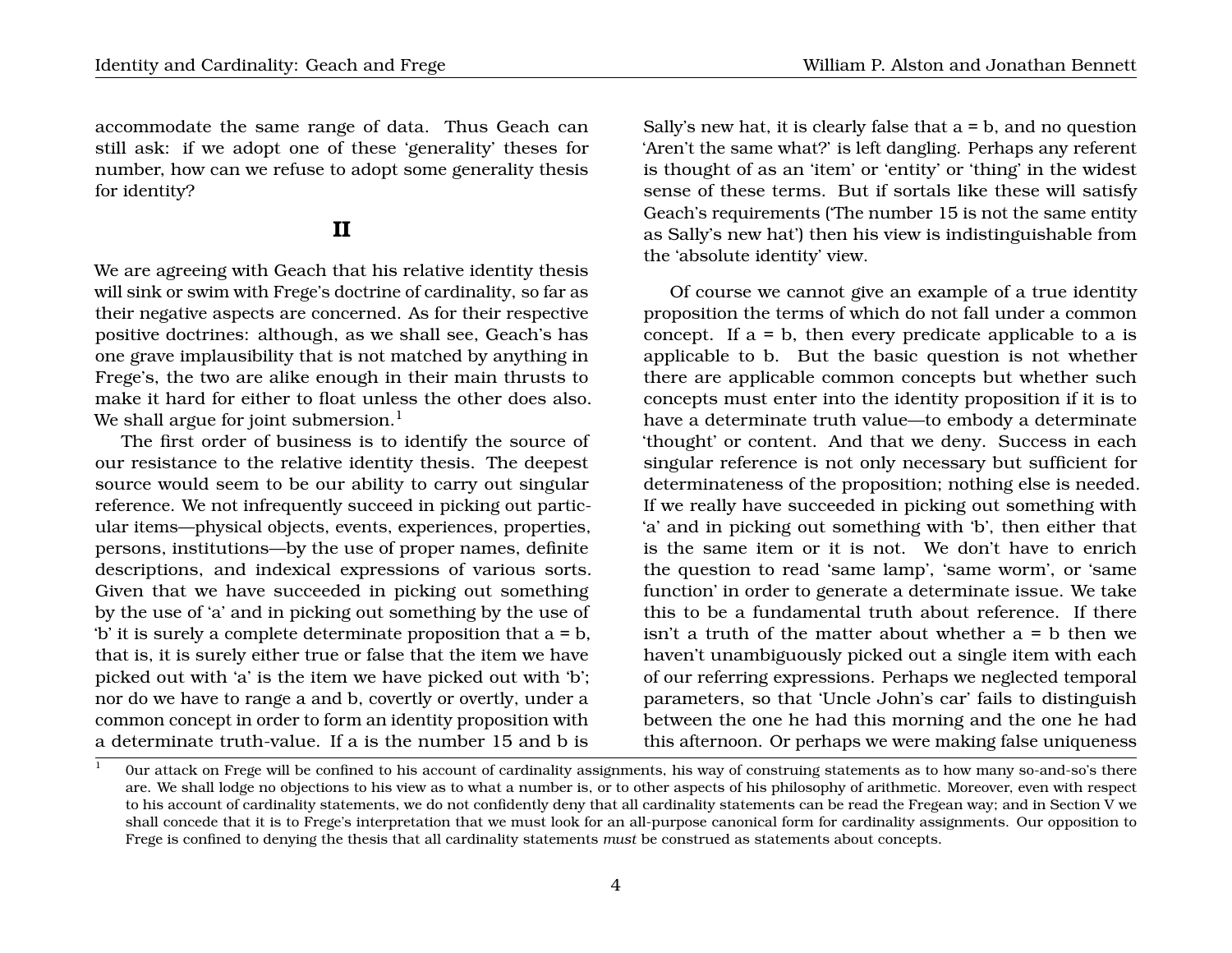accommodate the same range of data. Thus Geach can still ask: if we adopt one of these 'generality' theses for number, how can we refuse to adopt some generality thesis for identity?

## II

We are agreeing with Geach that his relative identity thesis will sink or swim with Frege's doctrine of cardinality, so far as their negative aspects are concerned. As for their respective positive doctrines: although, as we shall see, Geach's has one grave implausibility that is not matched by anything in Frege's, the two are alike enough in their main thrusts to make it hard for either to float unless the other does also. We shall argue for joint submersion.[1]

The first order of business is to identify the source of our resistance to the relative identity thesis. The deepest source would seem to be our ability to carry out singular reference. We not infrequently succeed in picking out particular items—physical objects, events, experiences, properties, persons, institutions—by the use of proper names, definite descriptions, and indexical expressions of various sorts. Given that we have succeeded in picking out something by the use of 'a' and in picking out something by the use of 'b' it is surely a complete determinate proposition that a = b, that is, it is surely either true or false that the item we have picked out with 'a' is the item we have picked out with 'b'; nor do we have to range a and b, covertly or overtly, under a common concept in order to form an identity proposition with a determinate truth-value. If a is the number 15 and b is Sally's new hat, it is clearly false that a = b, and no question 'Aren't the same what?' is left dangling. Perhaps any referent is thought of as an 'item' or 'entity' or 'thing' in the widest sense of these terms. But if sortals like these will satisfy Geach's requirements ('The number 15 is not the same entity as Sally's new hat') then his view is indistinguishable from the 'absolute identity' view.

Of course we cannot give an example of a true identity proposition the terms of which do not fall under a common concept. If a = b, then every predicate applicable to a is applicable to b. But the basic question is not whether there are applicable common concepts but whether such concepts must enter into the identity proposition if it is to have a determinate truth value—to embody a determinate 'thought' or content. And that we deny. Success in each singular reference is not only necessary but sufficient for determinateness of the proposition; nothing else is needed. If we really have succeeded in picking out something with 'a' and in picking out something with 'b', then either that is the same item or it is not. We don't have to enrich the question to read 'same lamp', 'same worm', or 'same function' in order to generate a determinate issue. We take this to be a fundamental truth about reference. If there isn't a truth of the matter about whether a = b then we haven't unambiguously picked out a single item with each of our referring expressions. Perhaps we neglected temporal parameters, so that 'Uncle John's car' fails to distinguish between the one he had this morning and the one he had this afternoon. Or perhaps we were making false uniqueness

[1] Our attack on Frege will be confined to his account of cardinality assignments, his way of construing statements as to how many so-and-so's there are. We shall lodge no objections to his view as to what a number is, or to other aspects of his philosophy of arithmetic. Moreover, even with respect to his account of cardinality statements, we do not confidently deny that all cardinality statements can be read the Fregean way; and in Section V we shall concede that it is to Frege's interpretation that we must look for an all-purpose canonical form for cardinality assignments. Our opposition to Frege is confined to denying the thesis that all cardinality statements *must* be construed as statements about concepts.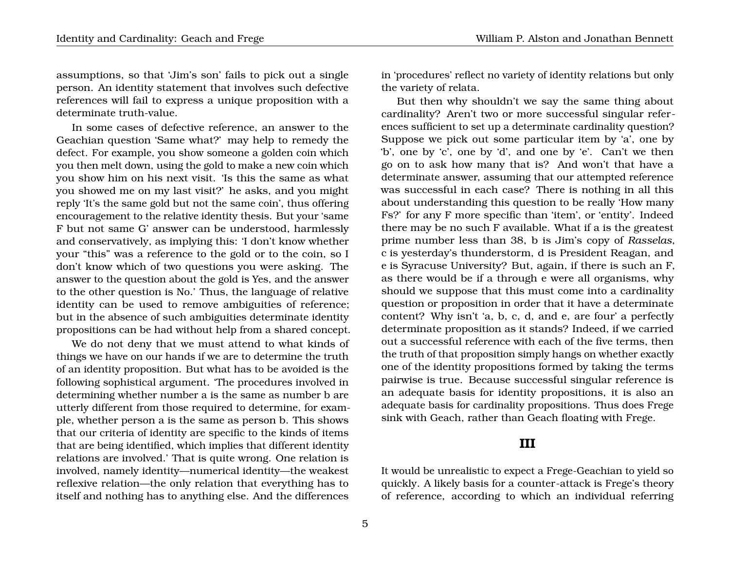assumptions, so that 'Jim's son' fails to pick out a single person. An identity statement that involves such defective references will fail to express a unique proposition with a determinate truth-value.

In some cases of defective reference, an answer to the Geachian question 'Same what?' may help to remedy the defect. For example, you show someone a golden coin which you then melt down, using the gold to make a new coin which you show him on his next visit. 'Is this the same as what you showed me on my last visit?' he asks, and you might reply 'It's the same gold but not the same coin', thus offering encouragement to the relative identity thesis. But your 'same F but not same G' answer can be understood, harmlessly and conservatively, as implying this: 'I don't know whether your "this" was a reference to the gold or to the coin, so I don't know which of two questions you were asking. The answer to the question about the gold is Yes, and the answer to the other question is No.' Thus, the language of relative identity can be used to remove ambiguities of reference; but in the absence of such ambiguities determinate identity propositions can be had without help from a shared concept.

We do not deny that we must attend to what kinds of things we have on our hands if we are to determine the truth of an identity proposition. But what has to be avoided is the following sophistical argument. 'The procedures involved in determining whether number a is the same as number b are utterly different from those required to determine, for example, whether person a is the same as person b. This shows that our criteria of identity are specific to the kinds of items that are being identified, which implies that different identity relations are involved.' That is quite wrong. One relation is involved, namely identity—numerical identity—the weakest reflexive relation—the only relation that everything has to itself and nothing has to anything else. And the differences in 'procedures' reflect no variety of identity relations but only the variety of relata.

But then why shouldn't we say the same thing about cardinality? Aren't two or more successful singular references sufficient to set up a determinate cardinality question? Suppose we pick out some particular item by 'a', one by 'b', one by 'c', one by 'd', and one by 'e'. Can't we then go on to ask how many that is? And won't that have a determinate answer, assuming that our attempted reference was successful in each case? There is nothing in all this about understanding this question to be really 'How many Fs?' for any F more specific than 'item', or 'entity'. Indeed there may be no such F available. What if a is the greatest prime number less than 38, b is Jim's copy of *Rasselas*, c is yesterday's thunderstorm, d is President Reagan, and e is Syracuse University? But, again, if there is such an F, as there would be if a through e were all organisms, why should we suppose that this must come into a cardinality question or proposition in order that it have a determinate content? Why isn't 'a, b, c, d, and e, are four' a perfectly determinate proposition as it stands? Indeed, if we carried out a successful reference with each of the five terms, then the truth of that proposition simply hangs on whether exactly one of the identity propositions formed by taking the terms pairwise is true. Because successful singular reference is an adequate basis for identity propositions, it is also an adequate basis for cardinality propositions. Thus does Frege sink with Geach, rather than Geach floating with Frege.

## III

It would be unrealistic to expect a Frege-Geachian to yield so quickly. A likely basis for a counter-attack is Frege's theory of reference, according to which an individual referring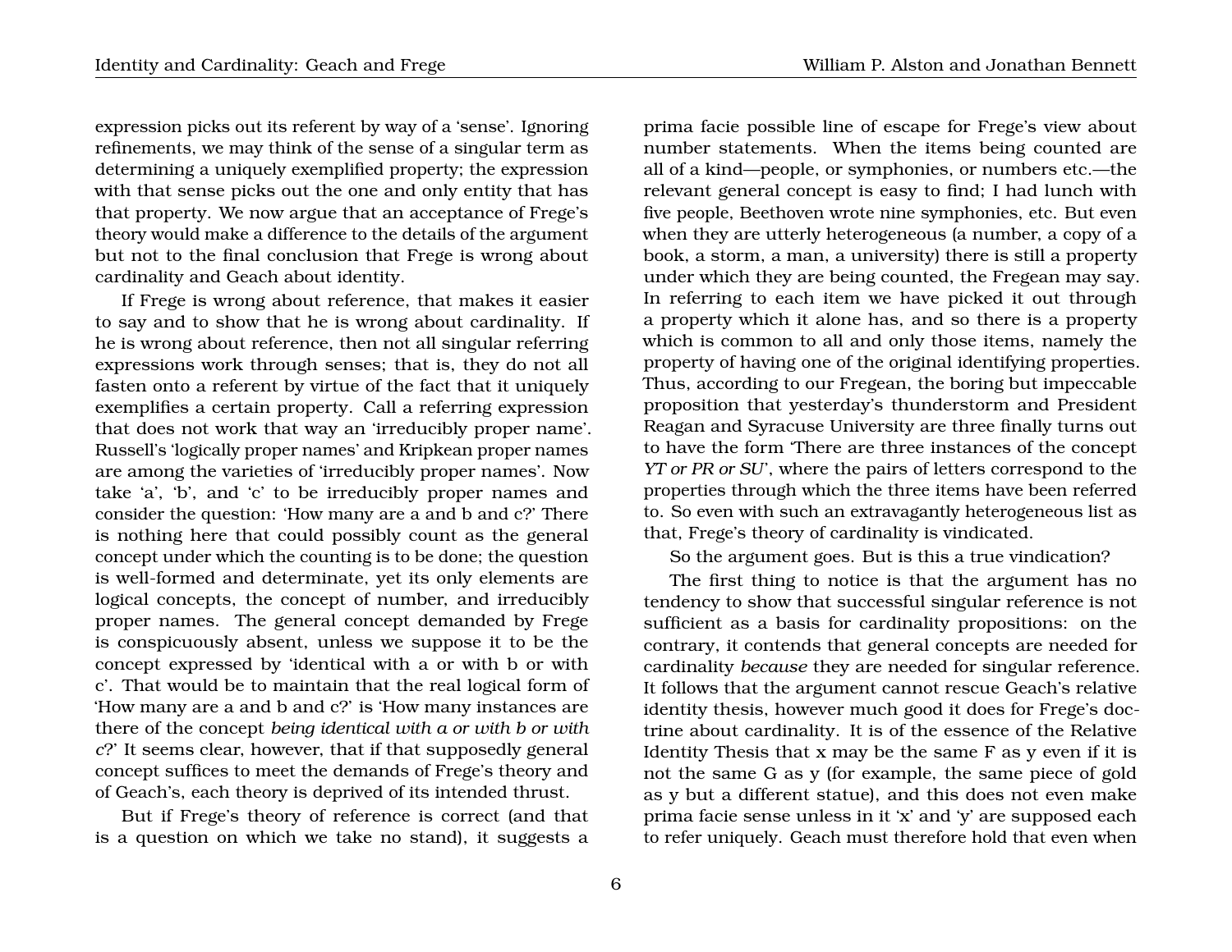expression picks out its referent by way of a 'sense'. Ignoring refinements, we may think of the sense of a singular term as determining a uniquely exemplified property; the expression with that sense picks out the one and only entity that has that property. We now argue that an acceptance of Frege's theory would make a difference to the details of the argument but not to the final conclusion that Frege is wrong about cardinality and Geach about identity.

If Frege is wrong about reference, that makes it easier to say and to show that he is wrong about cardinality. If he is wrong about reference, then not all singular referring expressions work through senses; that is, they do not all fasten onto a referent by virtue of the fact that it uniquely exemplifies a certain property. Call a referring expression that does not work that way an 'irreducibly proper name'. Russell's 'logically proper names' and Kripkean proper names are among the varieties of 'irreducibly proper names'. Now take 'a', 'b', and 'c' to be irreducibly proper names and consider the question: 'How many are a and b and c?' There is nothing here that could possibly count as the general concept under which the counting is to be done; the question is well-formed and determinate, yet its only elements are logical concepts, the concept of number, and irreducibly proper names. The general concept demanded by Frege is conspicuously absent, unless we suppose it to be the concept expressed by 'identical with a or with b or with c'. That would be to maintain that the real logical form of 'How many are a and b and c?' is 'How many instances are there of the concept *being identical with a or with b or with c*?' It seems clear, however, that if that supposedly general concept suffices to meet the demands of Frege's theory and of Geach's, each theory is deprived of its intended thrust.

But if Frege's theory of reference is correct (and that is a question on which we take no stand), it suggests a prima facie possible line of escape for Frege's view about number statements. When the items being counted are all of a kind—people, or symphonies, or numbers etc.—the relevant general concept is easy to find; I had lunch with five people, Beethoven wrote nine symphonies, etc. But even when they are utterly heterogeneous (a number, a copy of a book, a storm, a man, a university) there is still a property under which they are being counted, the Fregean may say. In referring to each item we have picked it out through a property which it alone has, and so there is a property which is common to all and only those items, namely the property of having one of the original identifying properties. Thus, according to our Fregean, the boring but impeccable proposition that yesterday's thunderstorm and President Reagan and Syracuse University are three finally turns out to have the form 'There are three instances of the concept *YT or PR or SU*', where the pairs of letters correspond to the properties through which the three items have been referred to. So even with such an extravagantly heterogeneous list as that, Frege's theory of cardinality is vindicated.

So the argument goes. But is this a true vindication?

The first thing to notice is that the argument has no tendency to show that successful singular reference is not sufficient as a basis for cardinality propositions: on the contrary, it contends that general concepts are needed for cardinality *because* they are needed for singular reference. It follows that the argument cannot rescue Geach's relative identity thesis, however much good it does for Frege's doctrine about cardinality. It is of the essence of the Relative Identity Thesis that x may be the same F as y even if it is not the same G as y (for example, the same piece of gold as y but a different statue), and this does not even make prima facie sense unless in it 'x' and 'y' are supposed each to refer uniquely. Geach must therefore hold that even when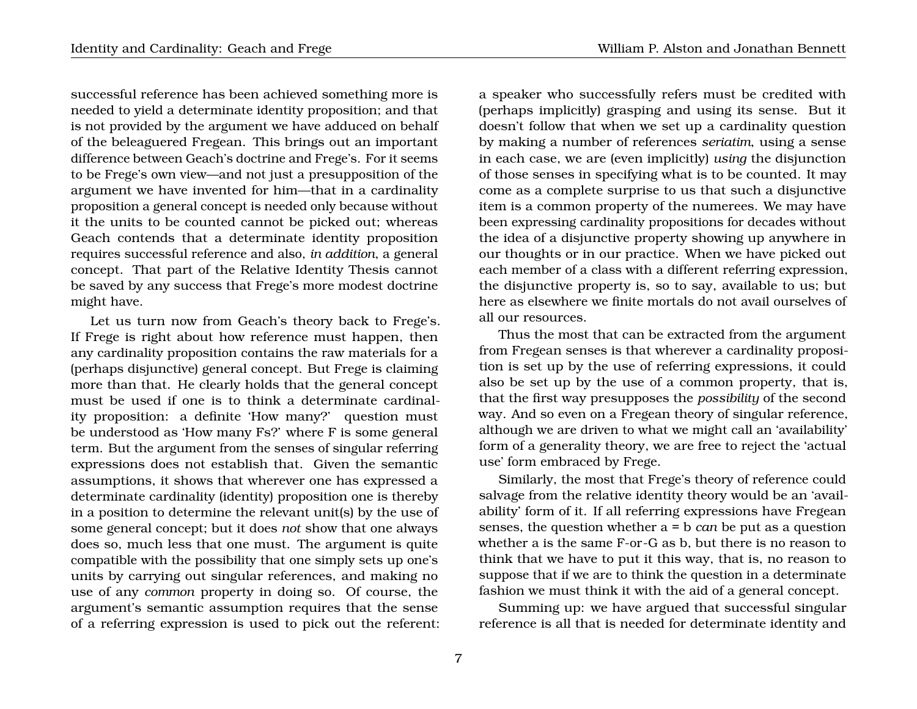successful reference has been achieved something more is needed to yield a determinate identity proposition; and that is not provided by the argument we have adduced on behalf of the beleaguered Fregean. This brings out an important difference between Geach's doctrine and Frege's. For it seems to be Frege's own view—and not just a presupposition of the argument we have invented for him—that in a cardinality proposition a general concept is needed only because without it the units to be counted cannot be picked out; whereas Geach contends that a determinate identity proposition requires successful reference and also, *in addition*, a general concept. That part of the Relative Identity Thesis cannot be saved by any success that Frege's more modest doctrine might have.

Let us turn now from Geach's theory back to Frege's. If Frege is right about how reference must happen, then any cardinality proposition contains the raw materials for a (perhaps disjunctive) general concept. But Frege is claiming more than that. He clearly holds that the general concept must be used if one is to think a determinate cardinality proposition: a definite 'How many?' question must be understood as 'How many Fs?' where F is some general term. But the argument from the senses of singular referring expressions does not establish that. Given the semantic assumptions, it shows that wherever one has expressed a determinate cardinality (identity) proposition one is thereby in a position to determine the relevant unit(s) by the use of some general concept; but it does *not* show that one always does so, much less that one must. The argument is quite compatible with the possibility that one simply sets up one's units by carrying out singular references, and making no use of any *common* property in doing so. Of course, the argument's semantic assumption requires that the sense of a referring expression is used to pick out the referent: a speaker who successfully refers must be credited with (perhaps implicitly) grasping and using its sense. But it doesn't follow that when we set up a cardinality question by making a number of references *seriatim*, using a sense in each case, we are (even implicitly) *using* the disjunction of those senses in specifying what is to be counted. It may come as a complete surprise to us that such a disjunctive item is a common property of the numerees. We may have been expressing cardinality propositions for decades without the idea of a disjunctive property showing up anywhere in our thoughts or in our practice. When we have picked out each member of a class with a different referring expression, the disjunctive property is, so to say, available to us; but here as elsewhere we finite mortals do not avail ourselves of all our resources.

Thus the most that can be extracted from the argument from Fregean senses is that wherever a cardinality proposition is set up by the use of referring expressions, it could also be set up by the use of a common property, that is, that the first way presupposes the *possibility* of the second way. And so even on a Fregean theory of singular reference, although we are driven to what we might call an 'availability' form of a generality theory, we are free to reject the 'actual use' form embraced by Frege.

Similarly, the most that Frege's theory of reference could salvage from the relative identity theory would be an 'availability' form of it. If all referring expressions have Fregean senses, the question whether a = b *can* be put as a question whether a is the same F-or-G as b, but there is no reason to think that we have to put it this way, that is, no reason to suppose that if we are to think the question in a determinate fashion we must think it with the aid of a general concept.

Summing up: we have argued that successful singular reference is all that is needed for determinate identity and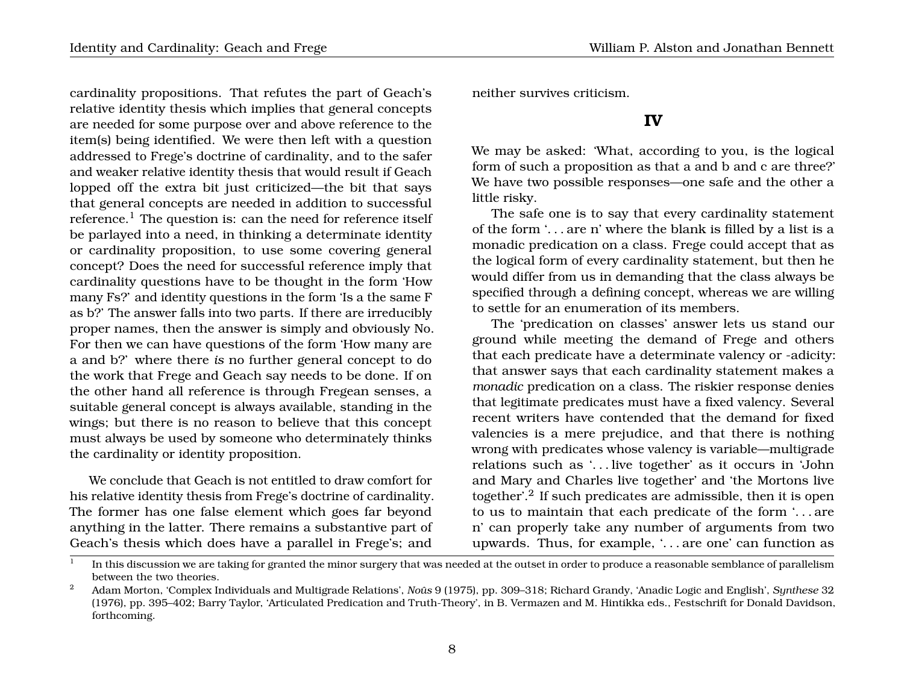cardinality propositions. That refutes the part of Geach's relative identity thesis which implies that general concepts are needed for some purpose over and above reference to the item(s) being identified. We were then left with a question addressed to Frege's doctrine of cardinality, and to the safer and weaker relative identity thesis that would result if Geach lopped off the extra bit just criticized—the bit that says that general concepts are needed in addition to successful reference.[1] The question is: can the need for reference itself be parlayed into a need, in thinking a determinate identity or cardinality proposition, to use some covering general concept? Does the need for successful reference imply that cardinality questions have to be thought in the form 'How many Fs?' and identity questions in the form 'Is a the same F as b?' The answer falls into two parts. If there are irreducibly proper names, then the answer is simply and obviously No. For then we can have questions of the form 'How many are a and b?' where there *is* no further general concept to do the work that Frege and Geach say needs to be done. If on the other hand all reference is through Fregean senses, a suitable general concept is always available, standing in the wings; but there is no reason to believe that this concept must always be used by someone who determinately thinks the cardinality or identity proposition.

We conclude that Geach is not entitled to draw comfort for his relative identity thesis from Frege's doctrine of cardinality. The former has one false element which goes far beyond anything in the latter. There remains a substantive part of Geach's thesis which does have a parallel in Frege's; and neither survives criticism.

## IV

We may be asked: 'What, according to you, is the logical form of such a proposition as that a and b and c are three?' We have two possible responses—one safe and the other a little risky.

The safe one is to say that every cardinality statement of the form '. . . are n' where the blank is filled by a list is a monadic predication on a class. Frege could accept that as the logical form of every cardinality statement, but then he would differ from us in demanding that the class always be specified through a defining concept, whereas we are willing to settle for an enumeration of its members.

The 'predication on classes' answer lets us stand our ground while meeting the demand of Frege and others that each predicate have a determinate valency or -adicity: that answer says that each cardinality statement makes a *monadic* predication on a class. The riskier response denies that legitimate predicates must have a fixed valency. Several recent writers have contended that the demand for fixed valencies is a mere prejudice, and that there is nothing wrong with predicates whose valency is variable—multigrade relations such as '. . . live together' as it occurs in 'John and Mary and Charles live together' and 'the Mortons live together'.[2] If such predicates are admissible, then it is open to us to maintain that each predicate of the form '. . . are n' can properly take any number of arguments from two upwards. Thus, for example, '. . . are one' can function as

[1] In this discussion we are taking for granted the minor surgery that was needed at the outset in order to produce a reasonable semblance of parallelism between the two theories.

[2] Adam Morton, 'Complex Individuals and Multigrade Relations', *Noûs* 9 (1975), pp. 309–318; Richard Grandy, 'Anadic Logic and English', *Synthese* 32 (1976), pp. 395–402; Barry Taylor, 'Articulated Predication and Truth-Theory', in B. Vermazen and M. Hintikka eds., Festschrift for Donald Davidson, forthcoming.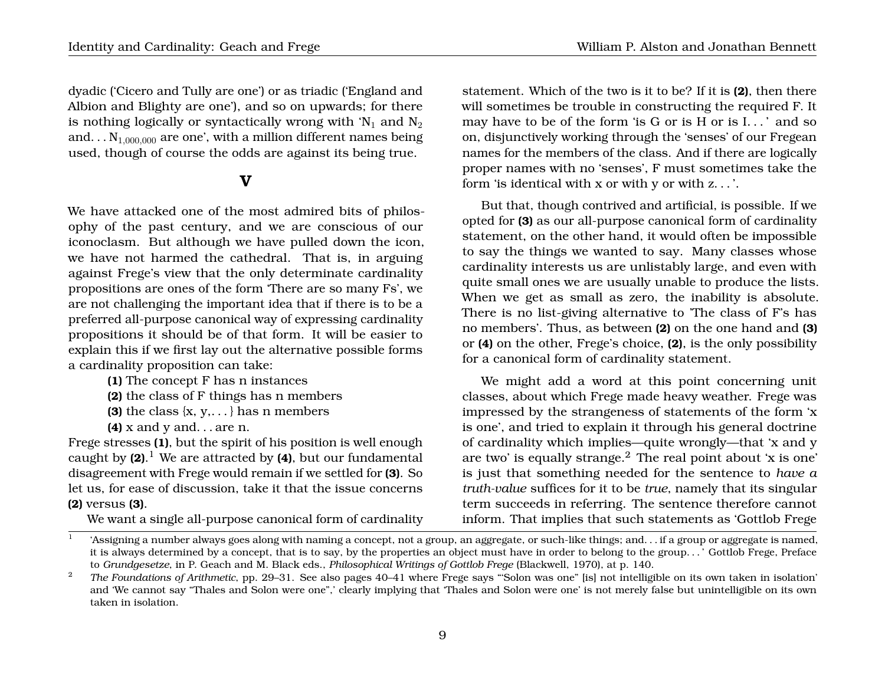dyadic ('Cicero and Tully are one') or as triadic ('England and Albion and Blighty are one'), and so on upwards; for there is nothing logically or syntactically wrong with '$N_1$ and $N_2$ and. . . $N_{1,000,000}$ are one', with a million different names being used, though of course the odds are against its being true.

## V

We have attacked one of the most admired bits of philosophy of the past century, and we are conscious of our iconoclasm. But although we have pulled down the icon, we have not harmed the cathedral. That is, in arguing against Frege's view that the only determinate cardinality propositions are ones of the form 'There are so many Fs', we are not challenging the important idea that if there is to be a preferred all-purpose canonical way of expressing cardinality propositions it should be of that form. It will be easier to explain this if we first lay out the alternative possible forms a cardinality proposition can take:

> **(1)** The concept F has n instances
> **(2)** the class of F things has n members
> **(3)** the class {x, y,. . . } has n members
> **(4)** x and y and. . . are n.

Frege stresses **(1)**, but the spirit of his position is well enough caught by **(2)**.[1] We are attracted by **(4)**, but our fundamental disagreement with Frege would remain if we settled for **(3)**. So let us, for ease of discussion, take it that the issue concerns **(2)** versus **(3)**.

We want a single all-purpose canonical form of cardinality statement. Which of the two is it to be? If it is **(2)**, then there will sometimes be trouble in constructing the required F. It may have to be of the form 'is G or is H or is I. . . ' and so on, disjunctively working through the 'senses' of our Fregean names for the members of the class. And if there are logically proper names with no 'senses', F must sometimes take the form 'is identical with x or with y or with z. . . '.

But that, though contrived and artificial, is possible. If we opted for **(3)** as our all-purpose canonical form of cardinality statement, on the other hand, it would often be impossible to say the things we wanted to say. Many classes whose cardinality interests us are unlistably large, and even with quite small ones we are usually unable to produce the lists. When we get as small as zero, the inability is absolute. There is no list-giving alternative to 'The class of F's has no members'. Thus, as between **(2)** on the one hand and **(3)** or **(4)** on the other, Frege's choice, **(2)**, is the only possibility for a canonical form of cardinality statement.

We might add a word at this point concerning unit classes, about which Frege made heavy weather. Frege was impressed by the strangeness of statements of the form 'x is one', and tried to explain it through his general doctrine of cardinality which implies—quite wrongly—that 'x and y are two' is equally strange.[2] The real point about 'x is one' is just that something needed for the sentence to *have a truth-value* suffices for it to be *true*, namely that its singular term succeeds in referring. The sentence therefore cannot inform. That implies that such statements as 'Gottlob Frege

---

[1] 'Assigning a number always goes along with naming a concept, not a group, an aggregate, or such-like things; and. . . if a group or aggregate is named, it is always determined by a concept, that is to say, by the properties an object must have in order to belong to the group. . . ' Gottlob Frege, Preface to *Grundgesetze*, in P. Geach and M. Black eds., *Philosophical Writings of Gottlob Frege* (Blackwell, 1970), at p. 140.

[2] *The Foundations of Arithmetic*, pp. 29–31. See also pages 40–41 where Frege says "'Solon was one" [is] not intelligible on its own taken in isolation' and 'We cannot say "Thales and Solon were one",' clearly implying that 'Thales and Solon were one' is not merely false but unintelligible on its own taken in isolation.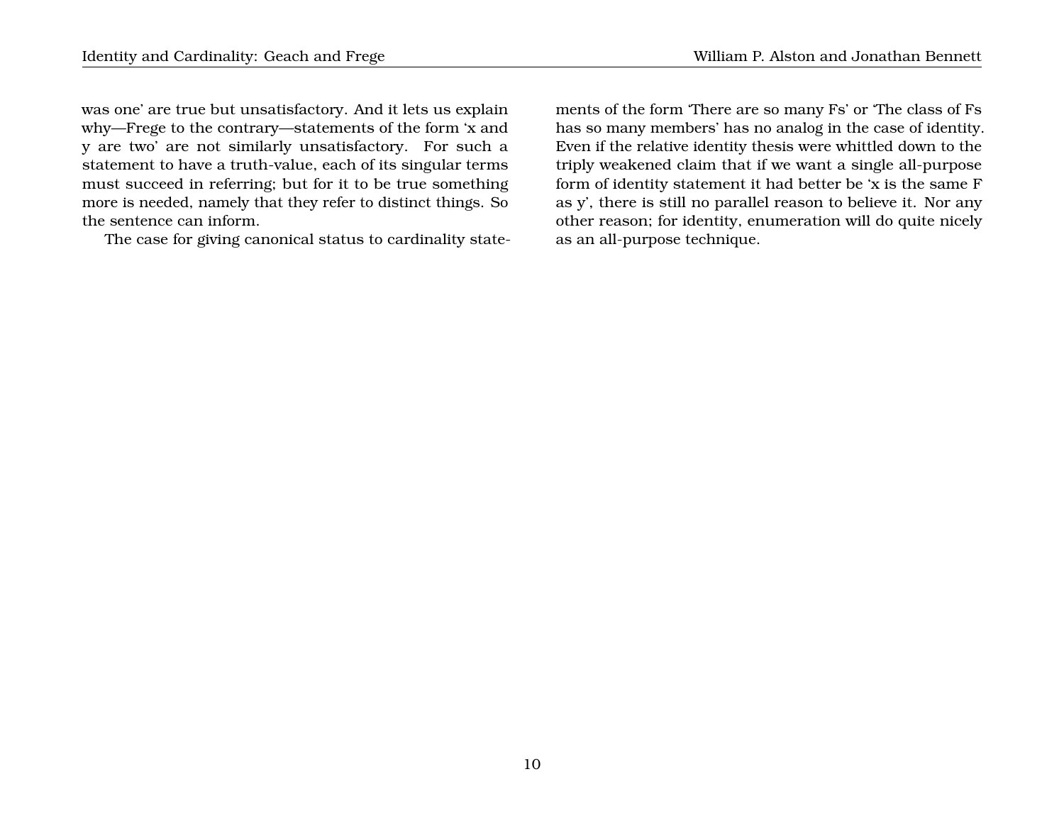was one' are true but unsatisfactory. And it lets us explain why—Frege to the contrary—statements of the form 'x and y are two' are not similarly unsatisfactory. For such a statement to have a truth-value, each of its singular terms must succeed in referring; but for it to be true something more is needed, namely that they refer to distinct things. So the sentence can inform.

The case for giving canonical status to cardinality statements of the form 'There are so many Fs' or 'The class of Fs has so many members' has no analog in the case of identity. Even if the relative identity thesis were whittled down to the triply weakened claim that if we want a single all-purpose form of identity statement it had better be 'x is the same F as y', there is still no parallel reason to believe it. Nor any other reason; for identity, enumeration will do quite nicely as an all-purpose technique.